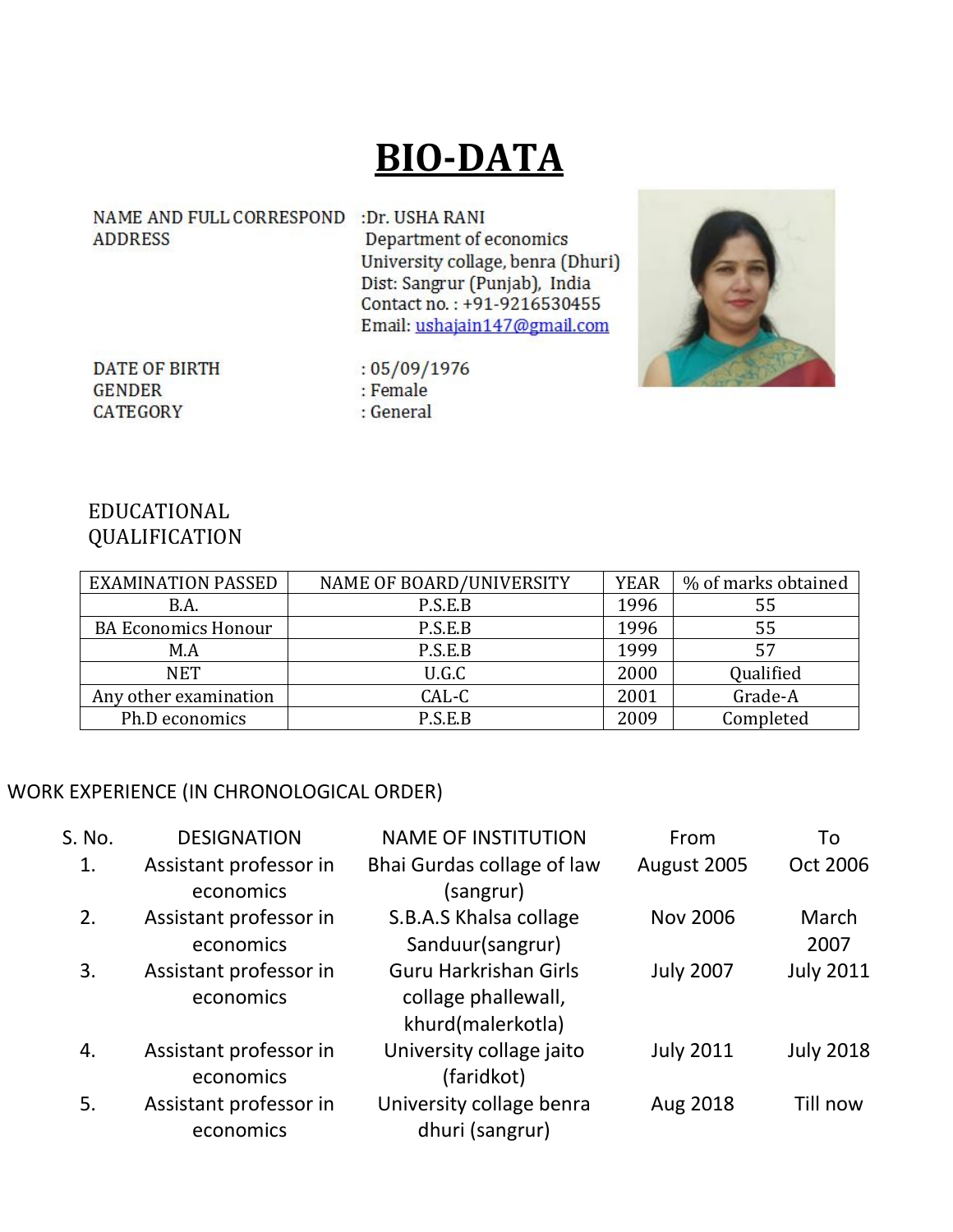# BIO-DATA

NAME AND FULL CORRESPOND ADDRESS : Dr. USHA RANI
Department of economics
University collage, benra (Dhuri)
Dist: Sangrur (Punjab), India
Contact no. : +91-9216530455
Email: ushajain147@gmail.com

DATE OF BIRTH : 05/09/1976
GENDER : Female
CATEGORY : General

EDUCATIONAL QUALIFICATION

| EXAMINATION PASSED | NAME OF BOARD/UNIVERSITY | YEAR | % of marks obtained |
|---|---|---|---|
| B.A. | P.S.E.B | 1996 | 55 |
| BA Economics Honour | P.S.E.B | 1996 | 55 |
| M.A | P.S.E.B | 1999 | 57 |
| NET | U.G.C | 2000 | Qualified |
| Any other examination | CAL-C | 2001 | Grade-A |
| Ph.D economics | P.S.E.B | 2009 | Completed |

WORK EXPERIENCE (IN CHRONOLOGICAL ORDER)

| S. No. | DESIGNATION | NAME OF INSTITUTION | From | To |
|---|---|---|---|---|
| 1. | Assistant professor in economics | Bhai Gurdas collage of law (sangrur) | August 2005 | Oct 2006 |
| 2. | Assistant professor in economics | S.B.A.S Khalsa collage Sanduur(sangrur) | Nov 2006 | March 2007 |
| 3. | Assistant professor in economics | Guru Harkrishan Girls collage phallewall, khurd(malerkotla) | July 2007 | July 2011 |
| 4. | Assistant professor in economics | University collage jaito (faridkot) | July 2011 | July 2018 |
| 5. | Assistant professor in economics | University collage benra dhuri (sangrur) | Aug 2018 | Till now |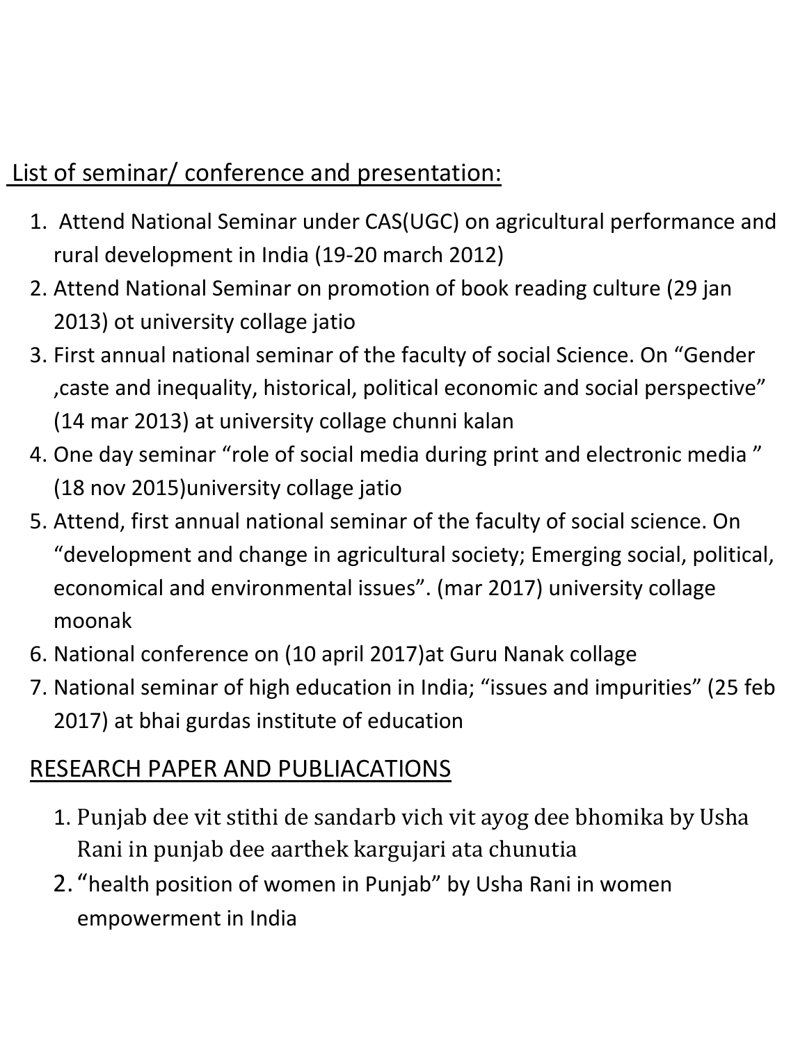## List of seminar/ conference and presentation:

1. Attend National Seminar under CAS(UGC) on agricultural performance and rural development in India (19-20 march 2012)
2. Attend National Seminar on promotion of book reading culture (29 jan 2013) ot university collage jatio
3. First annual national seminar of the faculty of social Science. On "Gender ,caste and inequality, historical, political economic and social perspective" (14 mar 2013) at university collage chunni kalan
4. One day seminar "role of social media during print and electronic media " (18 nov 2015)university collage jatio
5. Attend, first annual national seminar of the faculty of social science. On "development and change in agricultural society; Emerging social, political, economical and environmental issues". (mar 2017) university collage moonak
6. National conference on (10 april 2017)at Guru Nanak collage
7. National seminar of high education in India; "issues and impurities" (25 feb 2017) at bhai gurdas institute of education

## RESEARCH PAPER AND PUBLIACATIONS

1. Punjab dee vit stithi de sandarb vich vit ayog dee bhomika by Usha Rani in punjab dee aarthek kargujari ata chunutia
2. "health position of women in Punjab" by Usha Rani in women empowerment in India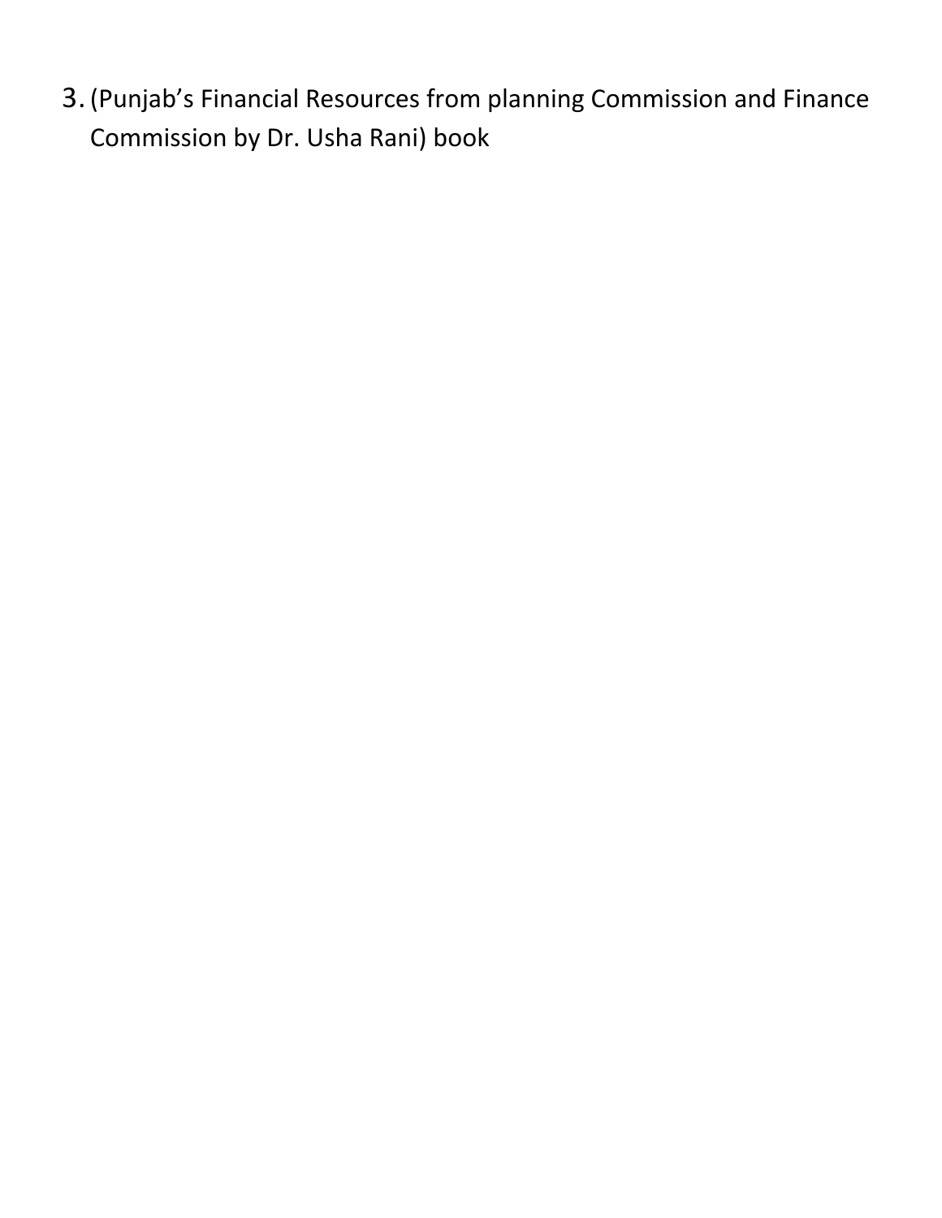3. (Punjab’s Financial Resources from planning Commission and Finance Commission by Dr. Usha Rani) book